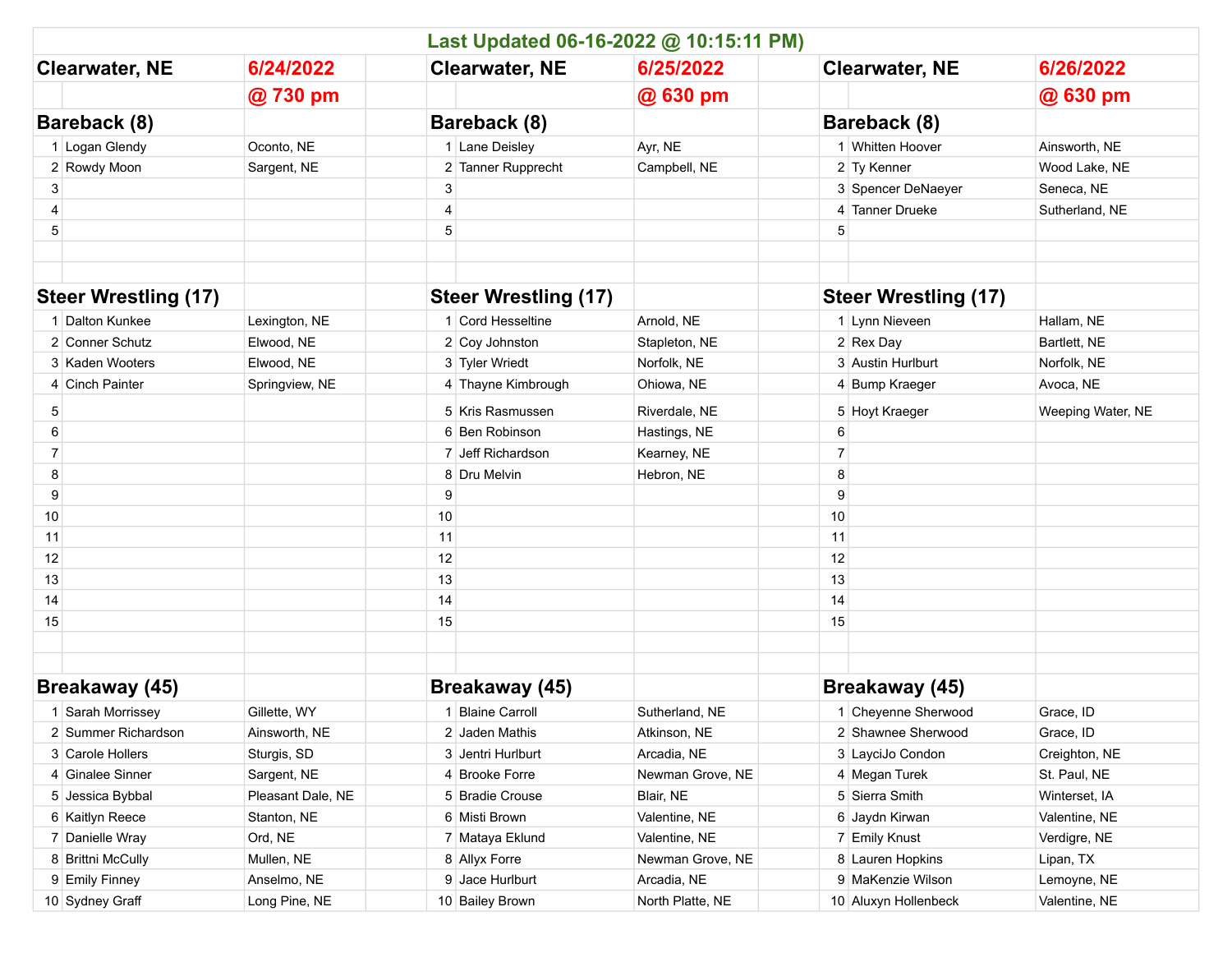**Last Updated 06-16-2022 @ 10:15:11 PM)**

| Clearwater, NE | 6/24/2022 | | Clearwater, NE | 6/25/2022 | | Clearwater, NE | 6/26/2022 |
|---|---|---|---|---|---|---|---|
| | @ 730 pm | | | @ 630 pm | | | @ 630 pm |
| **Bareback (8)** | | | **Bareback (8)** | | | **Bareback (8)** | |
| 1 | Logan Glendy | Oconto, NE | 1 | Lane Deisley | Ayr, NE | 1 | Whitten Hoover | Ainsworth, NE |
| 2 | Rowdy Moon | Sargent, NE | 2 | Tanner Rupprecht | Campbell, NE | 2 | Ty Kenner | Wood Lake, NE |
| 3 | | | 3 | | | 3 | Spencer DeNaeyer | Seneca, NE |
| 4 | | | 4 | | | 4 | Tanner Drueke | Sutherland, NE |
| 5 | | | 5 | | | 5 | | |
| **Steer Wrestling (17)** | | | **Steer Wrestling (17)** | | | **Steer Wrestling (17)** | |
| 1 | Dalton Kunkee | Lexington, NE | 1 | Cord Hesseltine | Arnold, NE | 1 | Lynn Nieveen | Hallam, NE |
| 2 | Conner Schutz | Elwood, NE | 2 | Coy Johnston | Stapleton, NE | 2 | Rex Day | Bartlett, NE |
| 3 | Kaden Wooters | Elwood, NE | 3 | Tyler Wriedt | Norfolk, NE | 3 | Austin Hurlburt | Norfolk, NE |
| 4 | Cinch Painter | Springview, NE | 4 | Thayne Kimbrough | Ohiowa, NE | 4 | Bump Kraeger | Avoca, NE |
| 5 | | | 5 | Kris Rasmussen | Riverdale, NE | 5 | Hoyt Kraeger | Weeping Water, NE |
| 6 | | | 6 | Ben Robinson | Hastings, NE | 6 | | |
| 7 | | | 7 | Jeff Richardson | Kearney, NE | 7 | | |
| 8 | | | 8 | Dru Melvin | Hebron, NE | 8 | | |
| 9 | | | 9 | | | 9 | | |
| 10 | | | 10 | | | 10 | | |
| 11 | | | 11 | | | 11 | | |
| 12 | | | 12 | | | 12 | | |
| 13 | | | 13 | | | 13 | | |
| 14 | | | 14 | | | 14 | | |
| 15 | | | 15 | | | 15 | | |
| **Breakaway (45)** | | | **Breakaway (45)** | | | **Breakaway (45)** | |
| 1 | Sarah Morrissey | Gillette, WY | 1 | Blaine Carroll | Sutherland, NE | 1 | Cheyenne Sherwood | Grace, ID |
| 2 | Summer Richardson | Ainsworth, NE | 2 | Jaden Mathis | Atkinson, NE | 2 | Shawnee Sherwood | Grace, ID |
| 3 | Carole Hollers | Sturgis, SD | 3 | Jentri Hurlburt | Arcadia, NE | 3 | LayciJo Condon | Creighton, NE |
| 4 | Ginalee Sinner | Sargent, NE | 4 | Brooke Forre | Newman Grove, NE | 4 | Megan Turek | St. Paul, NE |
| 5 | Jessica Bybbal | Pleasant Dale, NE | 5 | Bradie Crouse | Blair, NE | 5 | Sierra Smith | Winterset, IA |
| 6 | Kaitlyn Reece | Stanton, NE | 6 | Misti Brown | Valentine, NE | 6 | Jaydn Kirwan | Valentine, NE |
| 7 | Danielle Wray | Ord, NE | 7 | Mataya Eklund | Valentine, NE | 7 | Emily Knust | Verdigre, NE |
| 8 | Brittni McCully | Mullen, NE | 8 | Allyx Forre | Newman Grove, NE | 8 | Lauren Hopkins | Lipan, TX |
| 9 | Emily Finney | Anselmo, NE | 9 | Jace Hurlburt | Arcadia, NE | 9 | MaKenzie Wilson | Lemoyne, NE |
| 10 | Sydney Graff | Long Pine, NE | 10 | Bailey Brown | North Platte, NE | 10 | Aluxyn Hollenbeck | Valentine, NE |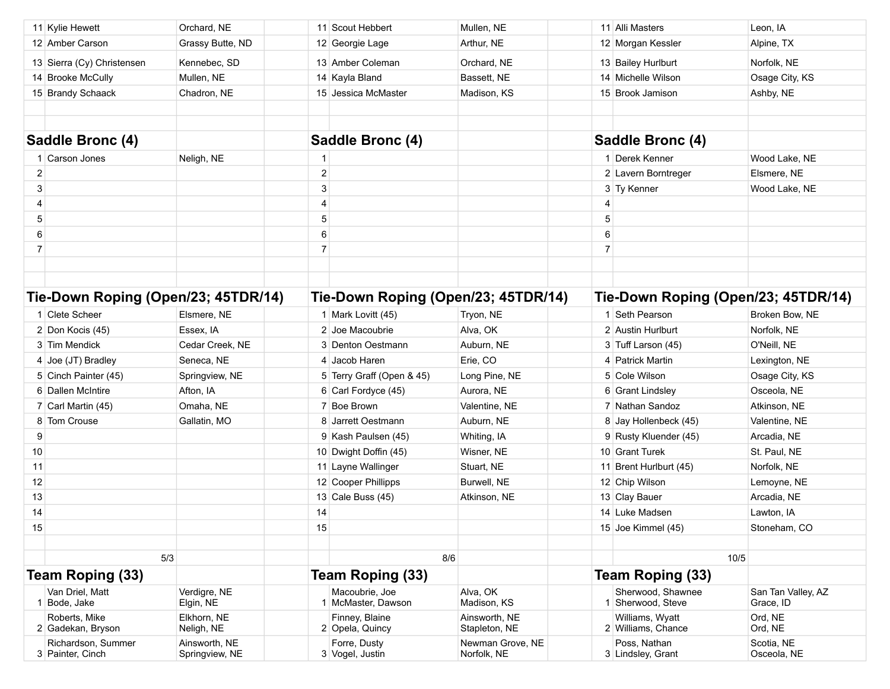| # | Name | Hometown |
|---|---|---|
| 11 | Kylie Hewett | Orchard, NE |
| 12 | Amber Carson | Grassy Butte, ND |
| 13 | Sierra (Cy) Christensen | Kennebec, SD |
| 14 | Brooke McCully | Mullen, NE |
| 15 | Brandy Schaack | Chadron, NE |

## Saddle Bronc (4)

| # | Name | Hometown |
|---|---|---|
| 1 | Carson Jones | Neligh, NE |
| 2 | | |
| 3 | | |
| 4 | | |
| 5 | | |
| 6 | | |
| 7 | | |

## Tie-Down Roping (Open/23; 45TDR/14)

| # | Name | Hometown |
|---|---|---|
| 1 | Clete Scheer | Elsmere, NE |
| 2 | Don Kocis (45) | Essex, IA |
| 3 | Tim Mendick | Cedar Creek, NE |
| 4 | Joe (JT) Bradley | Seneca, NE |
| 5 | Cinch Painter (45) | Springview, NE |
| 6 | Dallen McIntire | Afton, IA |
| 7 | Carl Martin (45) | Omaha, NE |
| 8 | Tom Crouse | Gallatin, MO |
| 9 | | |
| 10 | | |
| 11 | | |
| 12 | | |
| 13 | | |
| 14 | | |
| 15 | | |

5/3

## Team Roping (33)

| # | Name | Hometown |
|---|---|---|
| 1 | Van Driel, Matt<br>Bode, Jake | Verdigre, NE<br>Elgin, NE |
| 2 | Roberts, Mike<br>Gadekan, Bryson | Elkhorn, NE<br>Neligh, NE |
| 3 | Richardson, Summer<br>Painter, Cinch | Ainsworth, NE<br>Springview, NE |

| # | Name | Hometown |
|---|---|---|
| 11 | Scout Hebbert | Mullen, NE |
| 12 | Georgie Lage | Arthur, NE |
| 13 | Amber Coleman | Orchard, NE |
| 14 | Kayla Bland | Bassett, NE |
| 15 | Jessica McMaster | Madison, KS |

## Saddle Bronc (4)

| # | Name | Hometown |
|---|---|---|
| 1 | | |
| 2 | | |
| 3 | | |
| 4 | | |
| 5 | | |
| 6 | | |
| 7 | | |

## Tie-Down Roping (Open/23; 45TDR/14)

| # | Name | Hometown |
|---|---|---|
| 1 | Mark Lovitt (45) | Tryon, NE |
| 2 | Joe Macoubrie | Alva, OK |
| 3 | Denton Oestmann | Auburn, NE |
| 4 | Jacob Haren | Erie, CO |
| 5 | Terry Graff (Open & 45) | Long Pine, NE |
| 6 | Carl Fordyce (45) | Aurora, NE |
| 7 | Boe Brown | Valentine, NE |
| 8 | Jarrett Oestmann | Auburn, NE |
| 9 | Kash Paulsen (45) | Whiting, IA |
| 10 | Dwight Doffin (45) | Wisner, NE |
| 11 | Layne Wallinger | Stuart, NE |
| 12 | Cooper Phillipps | Burwell, NE |
| 13 | Cale Buss (45) | Atkinson, NE |
| 14 | | |
| 15 | | |

8/6

## Team Roping (33)

| # | Name | Hometown |
|---|---|---|
| 1 | Macoubrie, Joe<br>McMaster, Dawson | Alva, OK<br>Madison, KS |
| 2 | Finney, Blaine<br>Opela, Quincy | Ainsworth, NE<br>Stapleton, NE |
| 3 | Forre, Dusty<br>Vogel, Justin | Newman Grove, NE<br>Norfolk, NE |

| # | Name | Hometown |
|---|---|---|
| 11 | Alli Masters | Leon, IA |
| 12 | Morgan Kessler | Alpine, TX |
| 13 | Bailey Hurlburt | Norfolk, NE |
| 14 | Michelle Wilson | Osage City, KS |
| 15 | Brook Jamison | Ashby, NE |

## Saddle Bronc (4)

| # | Name | Hometown |
|---|---|---|
| 1 | Derek Kenner | Wood Lake, NE |
| 2 | Lavern Borntreger | Elsmere, NE |
| 3 | Ty Kenner | Wood Lake, NE |
| 4 | | |
| 5 | | |
| 6 | | |
| 7 | | |

## Tie-Down Roping (Open/23; 45TDR/14)

| # | Name | Hometown |
|---|---|---|
| 1 | Seth Pearson | Broken Bow, NE |
| 2 | Austin Hurlburt | Norfolk, NE |
| 3 | Tuff Larson (45) | O'Neill, NE |
| 4 | Patrick Martin | Lexington, NE |
| 5 | Cole Wilson | Osage City, KS |
| 6 | Grant Lindsley | Osceola, NE |
| 7 | Nathan Sandoz | Atkinson, NE |
| 8 | Jay Hollenbeck (45) | Valentine, NE |
| 9 | Rusty Kluender (45) | Arcadia, NE |
| 10 | Grant Turek | St. Paul, NE |
| 11 | Brent Hurlburt (45) | Norfolk, NE |
| 12 | Chip Wilson | Lemoyne, NE |
| 13 | Clay Bauer | Arcadia, NE |
| 14 | Luke Madsen | Lawton, IA |
| 15 | Joe Kimmel (45) | Stoneham, CO |

10/5

## Team Roping (33)

| # | Name | Hometown |
|---|---|---|
| 1 | Sherwood, Shawnee<br>Sherwood, Steve | San Tan Valley, AZ<br>Grace, ID |
| 2 | Williams, Wyatt<br>Williams, Chance | Ord, NE<br>Ord, NE |
| 3 | Poss, Nathan<br>Lindsley, Grant | Scotia, NE<br>Osceola, NE |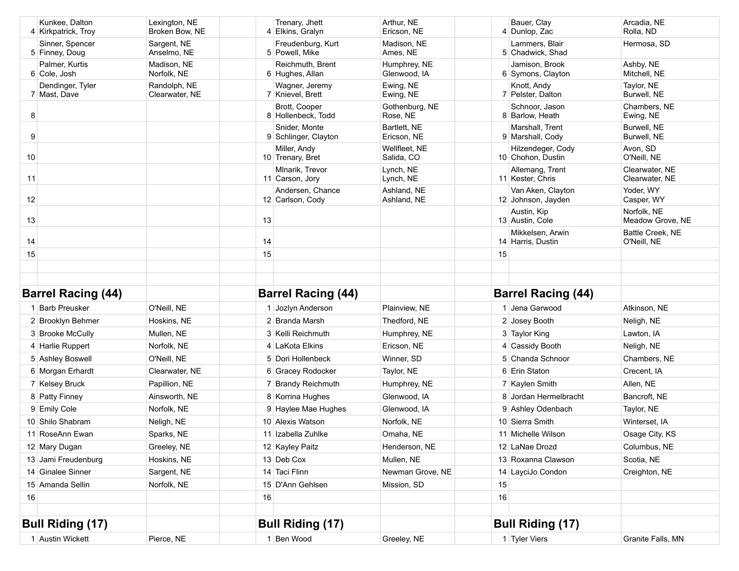| | | |
|---|---|---|
| 4 | Kunkee, Dalton<br>Kirkpatrick, Troy | Lexington, NE<br>Broken Bow, NE |
| 5 | Sinner, Spencer<br>Finney, Doug | Sargent, NE<br>Anselmo, NE |
| 6 | Palmer, Kurtis<br>Cole, Josh | Madison, NE<br>Norfolk, NE |
| 7 | Dendinger, Tyler<br>Mast, Dave | Randolph, NE<br>Clearwater, NE |
| 8 | | |
| 9 | | |
| 10 | | |
| 11 | | |
| 12 | | |
| 13 | | |
| 14 | | |
| 15 | | |

| | | |
|---|---|---|
| 4 | Trenary, Jhett<br>Elkins, Gralyn | Arthur, NE<br>Ericson, NE |
| 5 | Freudenburg, Kurt<br>Powell, Mike | Madison, NE<br>Ames, NE |
| 6 | Reichmuth, Brent<br>Hughes, Allan | Humphrey, NE<br>Glenwood, IA |
| 7 | Wagner, Jeremy<br>Knievel, Brett | Ewing, NE<br>Ewing, NE |
| 8 | Brott, Cooper<br>Hollenbeck, Todd | Gothenburg, NE<br>Rose, NE |
| 9 | Snider, Monte<br>Schlinger, Clayton | Bartlett, NE<br>Ericson, NE |
| 10 | Miller, Andy<br>Trenary, Bret | Wellfleet, NE<br>Salida, CO |
| 11 | Mlnarik, Trevor<br>Carson, Jory | Lynch, NE<br>Lynch, NE |
| 12 | Andersen, Chance<br>Carlson, Cody | Ashland, NE<br>Ashland, NE |
| 13 | | |
| 14 | | |
| 15 | | |

| | | |
|---|---|---|
| 4 | Bauer, Clay<br>Dunlop, Zac | Arcadia, NE<br>Rolla, ND |
| 5 | Lammers, Blair<br>Chadwick, Shad | Hermosa, SD |
| 6 | Jamison, Brook<br>Symons, Clayton | Ashby, NE<br>Mitchell, NE |
| 7 | Knott, Andy<br>Pelster, Dalton | Taylor, NE<br>Burwell, NE |
| 8 | Schnoor, Jason<br>Barlow, Heath | Chambers, NE<br>Ewing, NE |
| 9 | Marshall, Trent<br>Marshall, Cody | Burwell, NE<br>Burwell, NE |
| 10 | Hilzendeger, Cody<br>Chohon, Dustin | Avon, SD<br>O'Neill, NE |
| 11 | Allemang, Trent<br>Kester, Chris | Clearwater, NE<br>Clearwater, NE |
| 12 | Van Aken, Clayton<br>Johnson, Jayden | Yoder, WY<br>Casper, WY |
| 13 | Austin, Kip<br>Austin, Cole | Norfolk, NE<br>Meadow Grove, NE |
| 14 | Mikkelsen, Arwin<br>Harris, Dustin | Battle Creek, NE<br>O'Neill, NE |
| 15 | | |

## Barrel Racing (44)

| | | |
|---|---|---|
| 1 | Barb Preusker | O'Neill, NE |
| 2 | Brooklyn Behmer | Hoskins, NE |
| 3 | Brooke McCully | Mullen, NE |
| 4 | Harlie Ruppert | Norfolk, NE |
| 5 | Ashley Boswell | O'Neill, NE |
| 6 | Morgan Erhardt | Clearwater, NE |
| 7 | Kelsey Bruck | Papillion, NE |
| 8 | Patty Finney | Ainsworth, NE |
| 9 | Emily Cole | Norfolk, NE |
| 10 | Shilo Shabram | Neligh, NE |
| 11 | RoseAnn Ewan | Sparks, NE |
| 12 | Mary Dugan | Greeley, NE |
| 13 | Jami Freudenburg | Hoskins, NE |
| 14 | Ginalee Sinner | Sargent, NE |
| 15 | Amanda Sellin | Norfolk, NE |
| 16 | | |

## Barrel Racing (44)

| | | |
|---|---|---|
| 1 | Jozlyn Anderson | Plainview, NE |
| 2 | Branda Marsh | Thedford, NE |
| 3 | Kelli Reichmuth | Humphrey, NE |
| 4 | LaKota Elkins | Ericson, NE |
| 5 | Dori Hollenbeck | Winner, SD |
| 6 | Gracey Rodocker | Taylor, NE |
| 7 | Brandy Reichmuth | Humphrey, NE |
| 8 | Korrina Hughes | Glenwood, IA |
| 9 | Haylee Mae Hughes | Glenwood, IA |
| 10 | Alexis Watson | Norfolk, NE |
| 11 | Izabella Zuhlke | Omaha, NE |
| 12 | Kayley Paitz | Henderson, NE |
| 13 | Deb Cox | Mullen, NE |
| 14 | Taci Flinn | Newman Grove, NE |
| 15 | D'Ann Gehlsen | Mission, SD |
| 16 | | |

## Barrel Racing (44)

| | | |
|---|---|---|
| 1 | Jena Garwood | Atkinson, NE |
| 2 | Josey Booth | Neligh, NE |
| 3 | Taylor King | Lawton, IA |
| 4 | Cassidy Booth | Neligh, NE |
| 5 | Chanda Schnoor | Chambers, NE |
| 6 | Erin Staton | Crecent, IA |
| 7 | Kaylen Smith | Allen, NE |
| 8 | Jordan Hermelbracht | Bancroft, NE |
| 9 | Ashley Odenbach | Taylor, NE |
| 10 | Sierra Smith | Winterset, IA |
| 11 | Michelle Wilson | Osage City, KS |
| 12 | LaNae Drozd | Columbus, NE |
| 13 | Roxanna Clawson | Scotia, NE |
| 14 | LayciJo Condon | Creighton, NE |
| 15 | | |
| 16 | | |

## Bull Riding (17)

| | | |
|---|---|---|
| 1 | Austin Wickett | Pierce, NE |

## Bull Riding (17)

| | | |
|---|---|---|
| 1 | Ben Wood | Greeley, NE |

## Bull Riding (17)

| | | |
|---|---|---|
| 1 | Tyler Viers | Granite Falls, MN |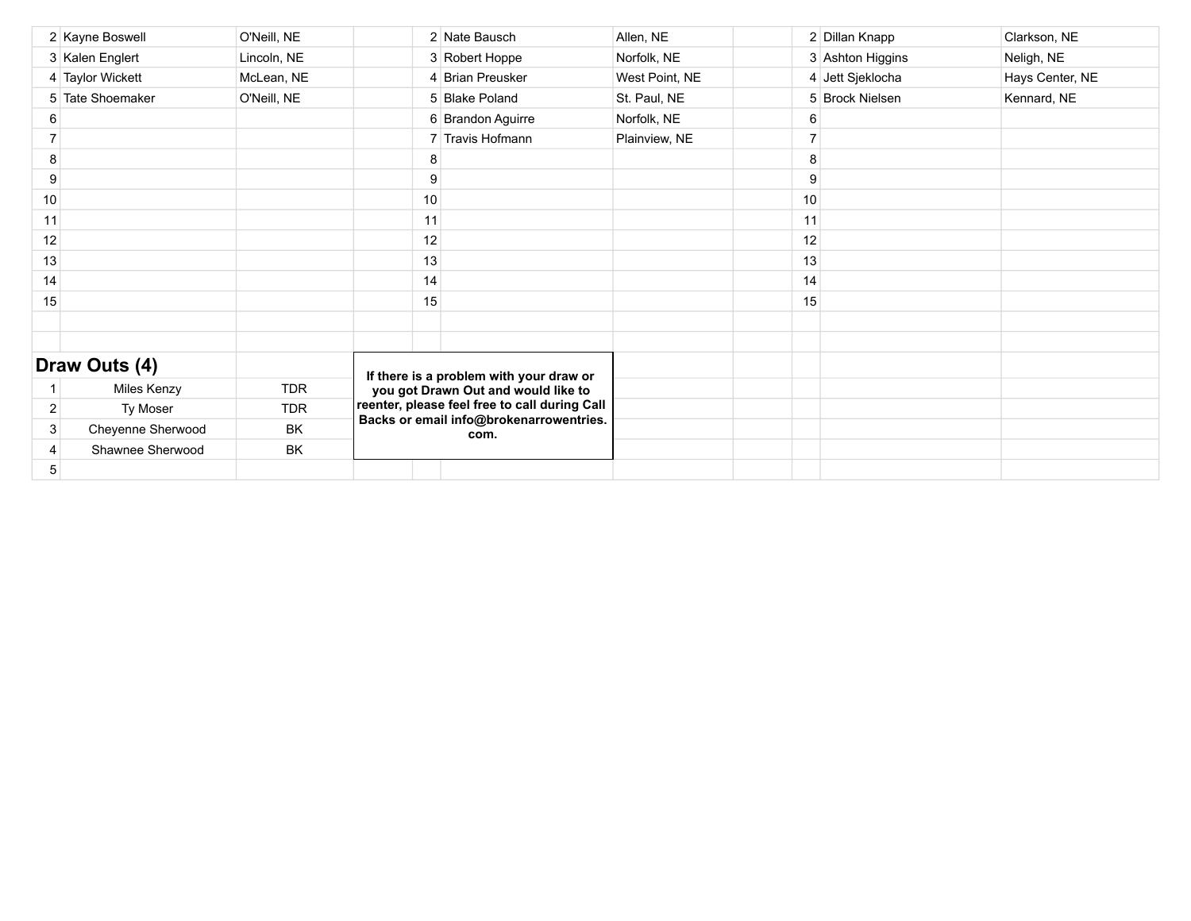| | | | | | | | | | | |
|---|---|---|---|---|---|---|---|---|---|---|
| 2 | Kayne Boswell | O'Neill, NE | | 2 | Nate Bausch | Allen, NE | | 2 | Dillan Knapp | Clarkson, NE |
| 3 | Kalen Englert | Lincoln, NE | | 3 | Robert Hoppe | Norfolk, NE | | 3 | Ashton Higgins | Neligh, NE |
| 4 | Taylor Wickett | McLean, NE | | 4 | Brian Preusker | West Point, NE | | 4 | Jett Sjeklocha | Hays Center, NE |
| 5 | Tate Shoemaker | O'Neill, NE | | 5 | Blake Poland | St. Paul, NE | | 5 | Brock Nielsen | Kennard, NE |
| 6 | | | | 6 | Brandon Aguirre | Norfolk, NE | | 6 | | |
| 7 | | | | 7 | Travis Hofmann | Plainview, NE | | 7 | | |
| 8 | | | | 8 | | | | 8 | | |
| 9 | | | | 9 | | | | 9 | | |
| 10 | | | | 10 | | | | 10 | | |
| 11 | | | | 11 | | | | 11 | | |
| 12 | | | | 12 | | | | 12 | | |
| 13 | | | | 13 | | | | 13 | | |
| 14 | | | | 14 | | | | 14 | | |
| 15 | | | | 15 | | | | 15 | | |

## Draw Outs (4)

| | | |
|---|---|---|
| 1 | Miles Kenzy | TDR |
| 2 | Ty Moser | TDR |
| 3 | Cheyenne Sherwood | BK |
| 4 | Shawnee Sherwood | BK |
| 5 | | |

**If there is a problem with your draw or you got Drawn Out and would like to reenter, please feel free to call during Call Backs or email info@brokenarrowentries.com.**